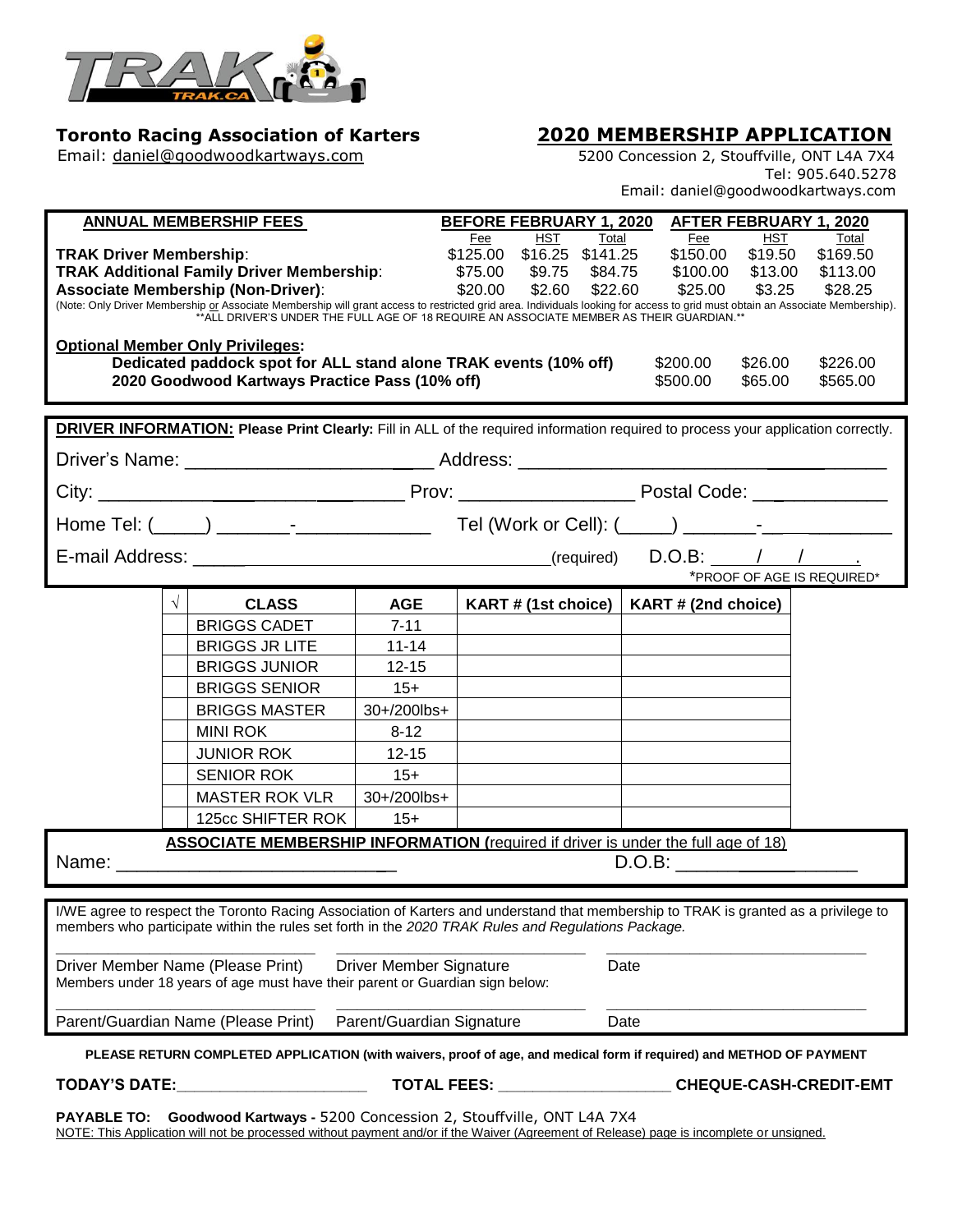**Toronto Racing Association of Karters**
Email: daniel@goodwoodkartways.com

## 2020 MEMBERSHIP APPLICATION

5200 Concession 2, Stouffville, ONT L4A 7X4
Tel: 905.640.5278
Email: daniel@goodwoodkartways.com

| ANNUAL MEMBERSHIP FEES | BEFORE FEBRUARY 1, 2020 | | | AFTER FEBRUARY 1, 2020 | | |
|---|---|---|---|---|---|---|
| | Fee | HST | Total | Fee | HST | Total |
| **TRAK Driver Membership**: | $125.00 | $16.25 | $141.25 | $150.00 | $19.50 | $169.50 |
| **TRAK Additional Family Driver Membership**: | $75.00 | $9.75 | $84.75 | $100.00 | $13.00 | $113.00 |
| **Associate Membership (Non-Driver)**: | $20.00 | $2.60 | $22.60 | $25.00 | $3.25 | $28.25 |

(Note: Only Driver Membership or Associate Membership will grant access to restricted grid area. Individuals looking for access to grid must obtain an Associate Membership).
**ALL DRIVER'S UNDER THE FULL AGE OF 18 REQUIRE AN ASSOCIATE MEMBER AS THEIR GUARDIAN.**

**Optional Member Only Privileges:**

| | Fee | HST | Total |
|---|---|---|---|
| **Dedicated paddock spot for ALL stand alone TRAK events (10% off)** | $200.00 | $26.00 | $226.00 |
| **2020 Goodwood Kartways Practice Pass (10% off)** | $500.00 | $65.00 | $565.00 |

**DRIVER INFORMATION: Please Print Clearly:** Fill in ALL of the required information required to process your application correctly.

Driver's Name: ______________________ Address: ______________________________

City: ______________________ Prov: ________________ Postal Code: ____________

Home Tel: (_____) _______-_____________ Tel (Work or Cell): (_____) _______-_____________

E-mail Address: ________________________________(required) D.O.B: ____/____/____.

*PROOF OF AGE IS REQUIRED*

| √ | CLASS | AGE | KART # (1st choice) | KART # (2nd choice) |
|---|---|---|---|---|
| | BRIGGS CADET | 7-11 | | |
| | BRIGGS JR LITE | 11-14 | | |
| | BRIGGS JUNIOR | 12-15 | | |
| | BRIGGS SENIOR | 15+ | | |
| | BRIGGS MASTER | 30+/200lbs+ | | |
| | MINI ROK | 8-12 | | |
| | JUNIOR ROK | 12-15 | | |
| | SENIOR ROK | 15+ | | |
| | MASTER ROK VLR | 30+/200lbs+ | | |
| | 125cc SHIFTER ROK | 15+ | | |

**ASSOCIATE MEMBERSHIP INFORMATION (**required if driver is under the full age of 18)

Name: ___________________________ D.O.B: _______________

I/WE agree to respect the Toronto Racing Association of Karters and understand that membership to TRAK is granted as a privilege to members who participate within the rules set forth in the *2020 TRAK Rules and Regulations Package.*

______________________________ ______________________________ ______________________________
Driver Member Name (Please Print) Driver Member Signature Date

Members under 18 years of age must have their parent or Guardian sign below:

______________________________ ______________________________ ______________________________
Parent/Guardian Name (Please Print) Parent/Guardian Signature Date

**PLEASE RETURN COMPLETED APPLICATION (with waivers, proof of age, and medical form if required) and METHOD OF PAYMENT**

**TODAY'S DATE:**______________________ **TOTAL FEES:** ___________________ **CHEQUE-CASH-CREDIT-EMT**

**PAYABLE TO: Goodwood Kartways -** 5200 Concession 2, Stouffville, ONT L4A 7X4
NOTE: This Application will not be processed without payment and/or if the Waiver (Agreement of Release) page is incomplete or unsigned.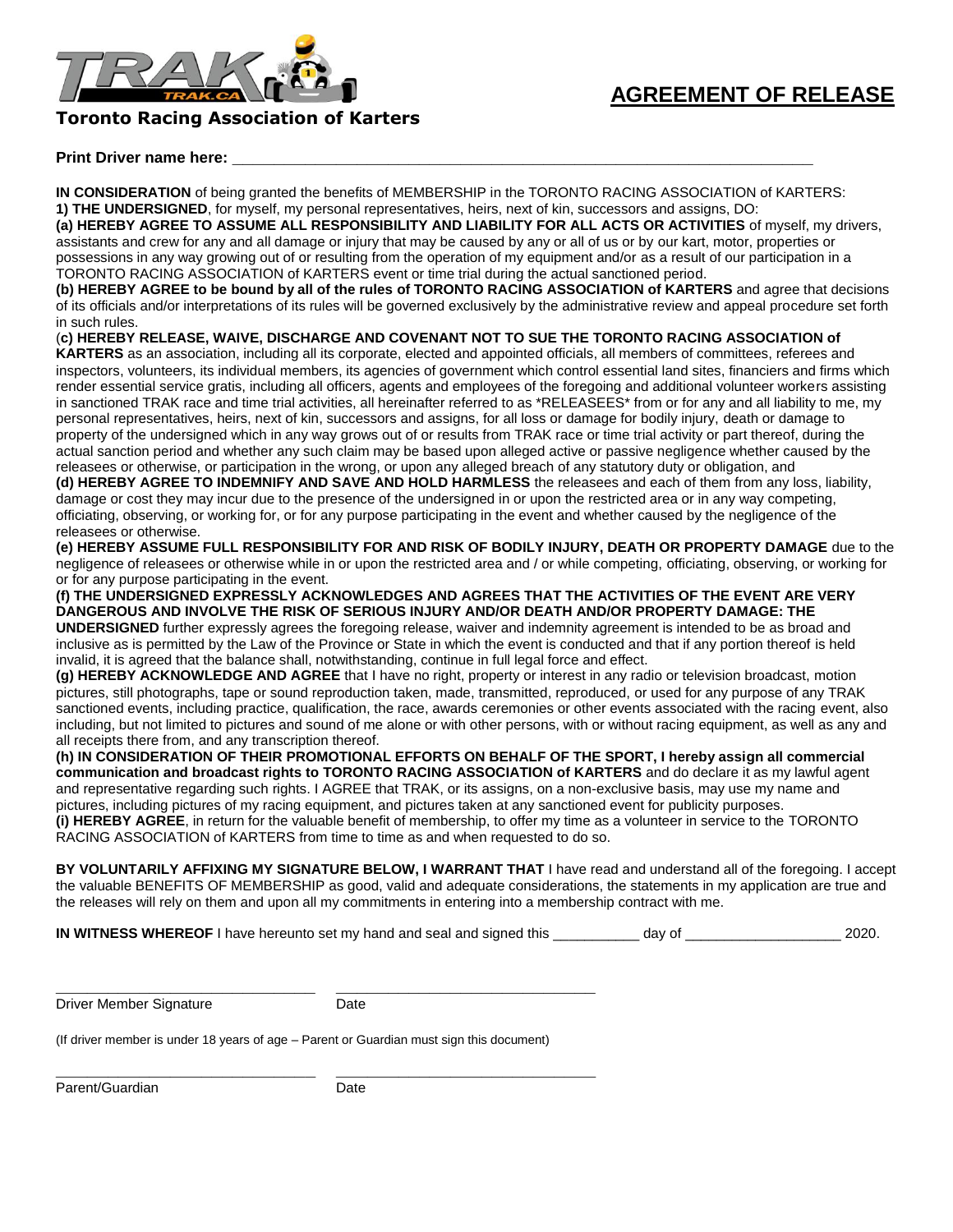**Toronto Racing Association of Karters**

# AGREEMENT OF RELEASE

**Print Driver name here:** \_\_\_\_\_\_\_\_\_\_\_\_\_\_\_\_\_\_\_\_\_\_\_\_\_\_\_\_\_\_\_\_\_\_\_\_\_\_\_\_\_\_\_\_\_\_\_\_\_\_\_\_\_\_\_\_\_\_\_\_\_\_\_\_\_\_

**IN CONSIDERATION** of being granted the benefits of MEMBERSHIP in the TORONTO RACING ASSOCIATION of KARTERS:
**1) THE UNDERSIGNED**, for myself, my personal representatives, heirs, next of kin, successors and assigns, DO:

**(a) HEREBY AGREE TO ASSUME ALL RESPONSIBILITY AND LIABILITY FOR ALL ACTS OR ACTIVITIES** of myself, my drivers, assistants and crew for any and all damage or injury that may be caused by any or all of us or by our kart, motor, properties or possessions in any way growing out of or resulting from the operation of my equipment and/or as a result of our participation in a TORONTO RACING ASSOCIATION of KARTERS event or time trial during the actual sanctioned period.

**(b) HEREBY AGREE to be bound by all of the rules of TORONTO RACING ASSOCIATION of KARTERS** and agree that decisions of its officials and/or interpretations of its rules will be governed exclusively by the administrative review and appeal procedure set forth in such rules.

**(c) HEREBY RELEASE, WAIVE, DISCHARGE AND COVENANT NOT TO SUE THE TORONTO RACING ASSOCIATION of KARTERS** as an association, including all its corporate, elected and appointed officials, all members of committees, referees and inspectors, volunteers, its individual members, its agencies of government which control essential land sites, financiers and firms which render essential service gratis, including all officers, agents and employees of the foregoing and additional volunteer workers assisting in sanctioned TRAK race and time trial activities, all hereinafter referred to as *RELEASEES* from or for any and all liability to me, my personal representatives, heirs, next of kin, successors and assigns, for all loss or damage for bodily injury, death or damage to property of the undersigned which in any way grows out of or results from TRAK race or time trial activity or part thereof, during the actual sanction period and whether any such claim may be based upon alleged active or passive negligence whether caused by the releasees or otherwise, or participation in the wrong, or upon any alleged breach of any statutory duty or obligation, and

**(d) HEREBY AGREE TO INDEMNIFY AND SAVE AND HOLD HARMLESS** the releasees and each of them from any loss, liability, damage or cost they may incur due to the presence of the undersigned in or upon the restricted area or in any way competing, officiating, observing, or working for, or for any purpose participating in the event and whether caused by the negligence of the releasees or otherwise.

**(e) HEREBY ASSUME FULL RESPONSIBILITY FOR AND RISK OF BODILY INJURY, DEATH OR PROPERTY DAMAGE** due to the negligence of releasees or otherwise while in or upon the restricted area and / or while competing, officiating, observing, or working for or for any purpose participating in the event.

**(f) THE UNDERSIGNED EXPRESSLY ACKNOWLEDGES AND AGREES THAT THE ACTIVITIES OF THE EVENT ARE VERY DANGEROUS AND INVOLVE THE RISK OF SERIOUS INJURY AND/OR DEATH AND/OR PROPERTY DAMAGE: THE UNDERSIGNED** further expressly agrees the foregoing release, waiver and indemnity agreement is intended to be as broad and inclusive as is permitted by the Law of the Province or State in which the event is conducted and that if any portion thereof is held invalid, it is agreed that the balance shall, notwithstanding, continue in full legal force and effect.

**(g) HEREBY ACKNOWLEDGE AND AGREE** that I have no right, property or interest in any radio or television broadcast, motion pictures, still photographs, tape or sound reproduction taken, made, transmitted, reproduced, or used for any purpose of any TRAK sanctioned events, including practice, qualification, the race, awards ceremonies or other events associated with the racing event, also including, but not limited to pictures and sound of me alone or with other persons, with or without racing equipment, as well as any and all receipts there from, and any transcription thereof.

**(h) IN CONSIDERATION OF THEIR PROMOTIONAL EFFORTS ON BEHALF OF THE SPORT, I hereby assign all commercial communication and broadcast rights to TORONTO RACING ASSOCIATION of KARTERS** and do declare it as my lawful agent and representative regarding such rights. I AGREE that TRAK, or its assigns, on a non-exclusive basis, may use my name and pictures, including pictures of my racing equipment, and pictures taken at any sanctioned event for publicity purposes.

**(i) HEREBY AGREE**, in return for the valuable benefit of membership, to offer my time as a volunteer in service to the TORONTO RACING ASSOCIATION of KARTERS from time to time as and when requested to do so.

**BY VOLUNTARILY AFFIXING MY SIGNATURE BELOW, I WARRANT THAT** I have read and understand all of the foregoing. I accept the valuable BENEFITS OF MEMBERSHIP as good, valid and adequate considerations, the statements in my application are true and the releases will rely on them and upon all my commitments in entering into a membership contract with me.

**IN WITNESS WHEREOF** I have hereunto set my hand and seal and signed this \_\_\_\_\_\_\_\_\_\_\_ day of \_\_\_\_\_\_\_\_\_\_\_\_\_\_\_\_\_\_\_ 2020.

\_\_\_\_\_\_\_\_\_\_\_\_\_\_\_\_\_\_\_\_\_\_\_\_\_\_\_\_\_\_ \_\_\_\_\_\_\_\_\_\_\_\_\_\_\_\_\_\_\_\_\_\_\_\_\_\_\_\_\_\_

Driver Member Signature Date

(If driver member is under 18 years of age – Parent or Guardian must sign this document)

\_\_\_\_\_\_\_\_\_\_\_\_\_\_\_\_\_\_\_\_\_\_\_\_\_\_\_\_\_\_ \_\_\_\_\_\_\_\_\_\_\_\_\_\_\_\_\_\_\_\_\_\_\_\_\_\_\_\_\_\_

Parent/Guardian Date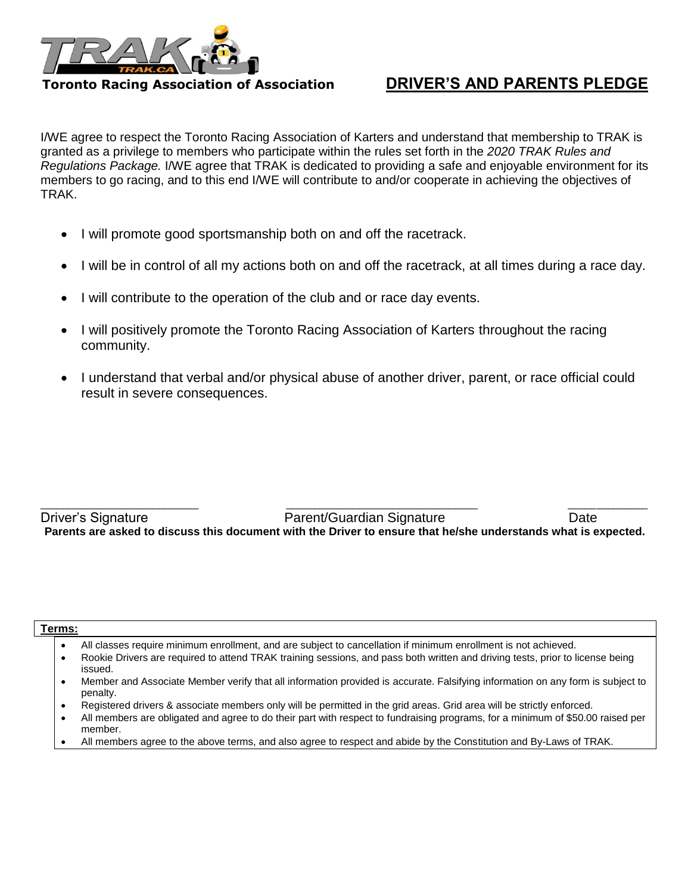**Toronto Racing Association of Association**

## DRIVER'S AND PARENTS PLEDGE

I/WE agree to respect the Toronto Racing Association of Karters and understand that membership to TRAK is granted as a privilege to members who participate within the rules set forth in the *2020 TRAK Rules and Regulations Package.* I/WE agree that TRAK is dedicated to providing a safe and enjoyable environment for its members to go racing, and to this end I/WE will contribute to and/or cooperate in achieving the objectives of TRAK.

- I will promote good sportsmanship both on and off the racetrack.
- I will be in control of all my actions both on and off the racetrack, at all times during a race day.
- I will contribute to the operation of the club and or race day events.
- I will positively promote the Toronto Racing Association of Karters throughout the racing community.
- I understand that verbal and/or physical abuse of another driver, parent, or race official could result in severe consequences.

\_\_\_\_\_\_\_\_\_\_\_\_\_\_\_\_\_\_\_\_\_\_\_ \_\_\_\_\_\_\_\_\_\_\_\_\_\_\_\_\_\_\_\_\_\_\_\_\_\_\_\_ \_\_\_\_\_\_\_\_\_\_\_\_

Driver's Signature Parent/Guardian Signature Date

**Parents are asked to discuss this document with the Driver to ensure that he/she understands what is expected.**

**Terms:**

- All classes require minimum enrollment, and are subject to cancellation if minimum enrollment is not achieved.
- Rookie Drivers are required to attend TRAK training sessions, and pass both written and driving tests, prior to license being issued.
- Member and Associate Member verify that all information provided is accurate. Falsifying information on any form is subject to penalty.
- Registered drivers & associate members only will be permitted in the grid areas. Grid area will be strictly enforced.
- All members are obligated and agree to do their part with respect to fundraising programs, for a minimum of $50.00 raised per member.
- All members agree to the above terms, and also agree to respect and abide by the Constitution and By-Laws of TRAK.